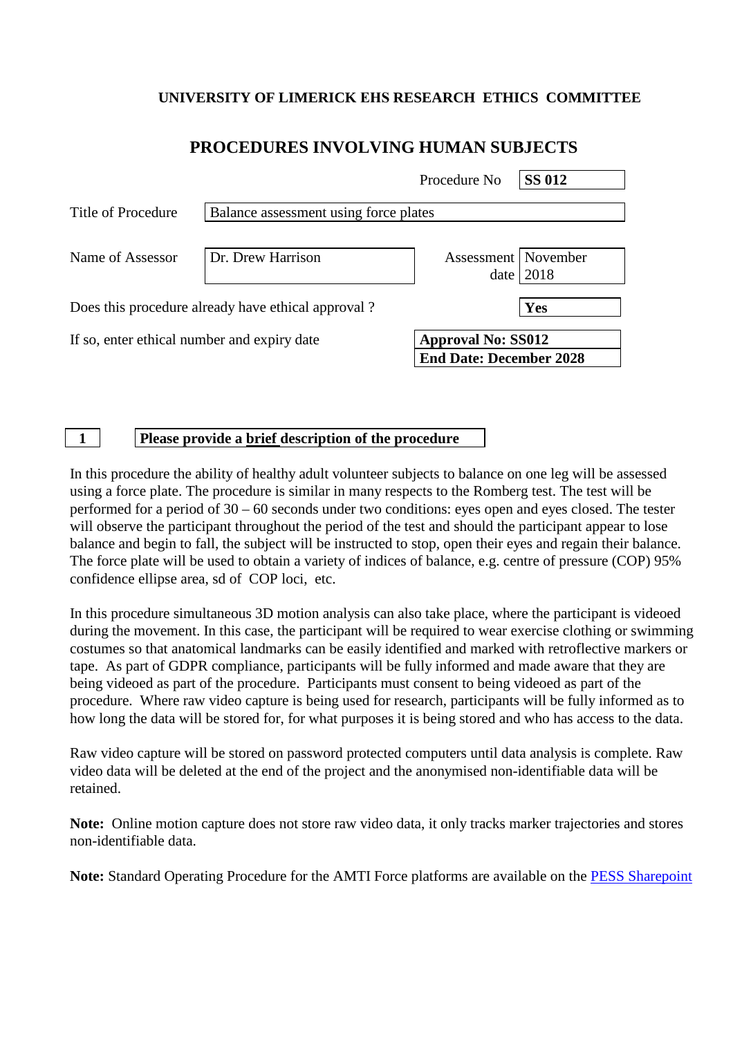**UNIVERSITY OF LIMERICK EHS RESEARCH ETHICS COMMITTEE**

# PROCEDURES INVOLVING HUMAN SUBJECTS

| | | | |
|---|---|---|---|
| | | Procedure No | **SS 012** |
| Title of Procedure | Balance assessment using force plates | | |
| Name of Assessor | Dr. Drew Harrison | Assessment date | November 2018 |
| Does this procedure already have ethical approval ? | | | **Yes** |
| If so, enter ethical number and expiry date | | **Approval No: SS012** | |
| | | **End Date: December 2028** | |

**1** **Please provide a <u>brief</u> description of the procedure**

In this procedure the ability of healthy adult volunteer subjects to balance on one leg will be assessed using a force plate. The procedure is similar in many respects to the Romberg test. The test will be performed for a period of 30 – 60 seconds under two conditions: eyes open and eyes closed. The tester will observe the participant throughout the period of the test and should the participant appear to lose balance and begin to fall, the subject will be instructed to stop, open their eyes and regain their balance. The force plate will be used to obtain a variety of indices of balance, e.g. centre of pressure (COP) 95% confidence ellipse area, sd of COP loci, etc.

In this procedure simultaneous 3D motion analysis can also take place, where the participant is videoed during the movement. In this case, the participant will be required to wear exercise clothing or swimming costumes so that anatomical landmarks can be easily identified and marked with retroflective markers or tape. As part of GDPR compliance, participants will be fully informed and made aware that they are being videoed as part of the procedure. Participants must consent to being videoed as part of the procedure. Where raw video capture is being used for research, participants will be fully informed as to how long the data will be stored for, for what purposes it is being stored and who has access to the data.

Raw video capture will be stored on password protected computers until data analysis is complete. Raw video data will be deleted at the end of the project and the anonymised non-identifiable data will be retained.

**Note:** Online motion capture does not store raw video data, it only tracks marker trajectories and stores non-identifiable data.

**Note:** Standard Operating Procedure for the AMTI Force platforms are available on the PESS Sharepoint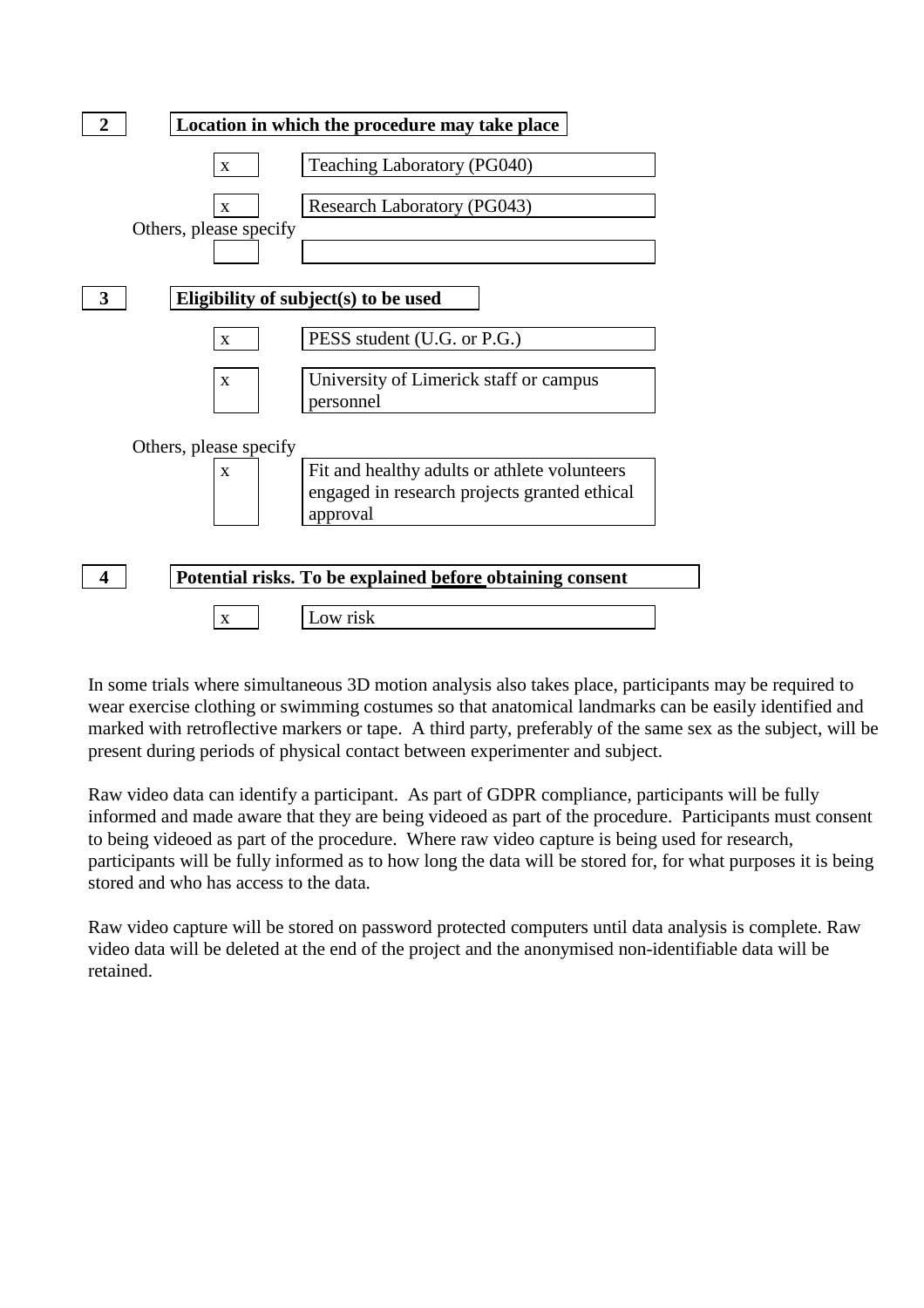**2** **Location in which the procedure may take place**

| | |
|---|---|
| x | Teaching Laboratory (PG040) |
| x | Research Laboratory (PG043) |

Others, please specify

| | |
|---|---|
| | |

**3** **Eligibility of subject(s) to be used**

| | |
|---|---|
| x | PESS student (U.G. or P.G.) |
| x | University of Limerick staff or campus personnel |

Others, please specify

| | |
|---|---|
| x | Fit and healthy adults or athlete volunteers engaged in research projects granted ethical approval |

**4** **Potential risks. To be explained <u>before</u> obtaining consent**

| | |
|---|---|
| x | Low risk |

In some trials where simultaneous 3D motion analysis also takes place, participants may be required to wear exercise clothing or swimming costumes so that anatomical landmarks can be easily identified and marked with retroflective markers or tape. A third party, preferably of the same sex as the subject, will be present during periods of physical contact between experimenter and subject.

Raw video data can identify a participant. As part of GDPR compliance, participants will be fully informed and made aware that they are being videoed as part of the procedure. Participants must consent to being videoed as part of the procedure. Where raw video capture is being used for research, participants will be fully informed as to how long the data will be stored for, for what purposes it is being stored and who has access to the data.

Raw video capture will be stored on password protected computers until data analysis is complete. Raw video data will be deleted at the end of the project and the anonymised non-identifiable data will be retained.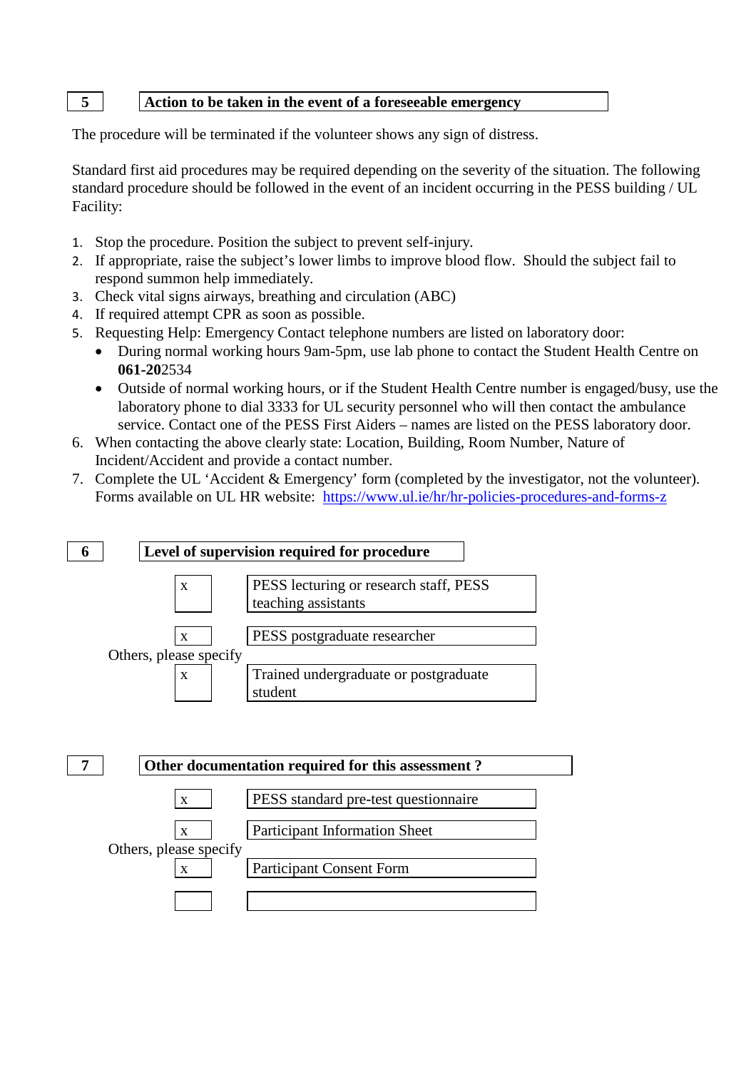## 5 Action to be taken in the event of a foreseeable emergency

The procedure will be terminated if the volunteer shows any sign of distress.

Standard first aid procedures may be required depending on the severity of the situation. The following standard procedure should be followed in the event of an incident occurring in the PESS building / UL Facility:

1. Stop the procedure. Position the subject to prevent self-injury.
2. If appropriate, raise the subject's lower limbs to improve blood flow. Should the subject fail to respond summon help immediately.
3. Check vital signs airways, breathing and circulation (ABC)
4. If required attempt CPR as soon as possible.
5. Requesting Help: Emergency Contact telephone numbers are listed on laboratory door:
   - During normal working hours 9am-5pm, use lab phone to contact the Student Health Centre on **061-20**2534
   - Outside of normal working hours, or if the Student Health Centre number is engaged/busy, use the laboratory phone to dial 3333 for UL security personnel who will then contact the ambulance service. Contact one of the PESS First Aiders – names are listed on the PESS laboratory door.
6. When contacting the above clearly state: Location, Building, Room Number, Nature of Incident/Accident and provide a contact number.
7. Complete the UL 'Accident & Emergency' form (completed by the investigator, not the volunteer). Forms available on UL HR website: https://www.ul.ie/hr/hr-policies-procedures-and-forms-z

## 6 Level of supervision required for procedure

| | |
|---|---|
| x | PESS lecturing or research staff, PESS teaching assistants |
| x | PESS postgraduate researcher |

Others, please specify

| | |
|---|---|
| x | Trained undergraduate or postgraduate student |

## 7 Other documentation required for this assessment ?

| | |
|---|---|
| x | PESS standard pre-test questionnaire |
| x | Participant Information Sheet |

Others, please specify

| | |
|---|---|
| x | Participant Consent Form |
| | |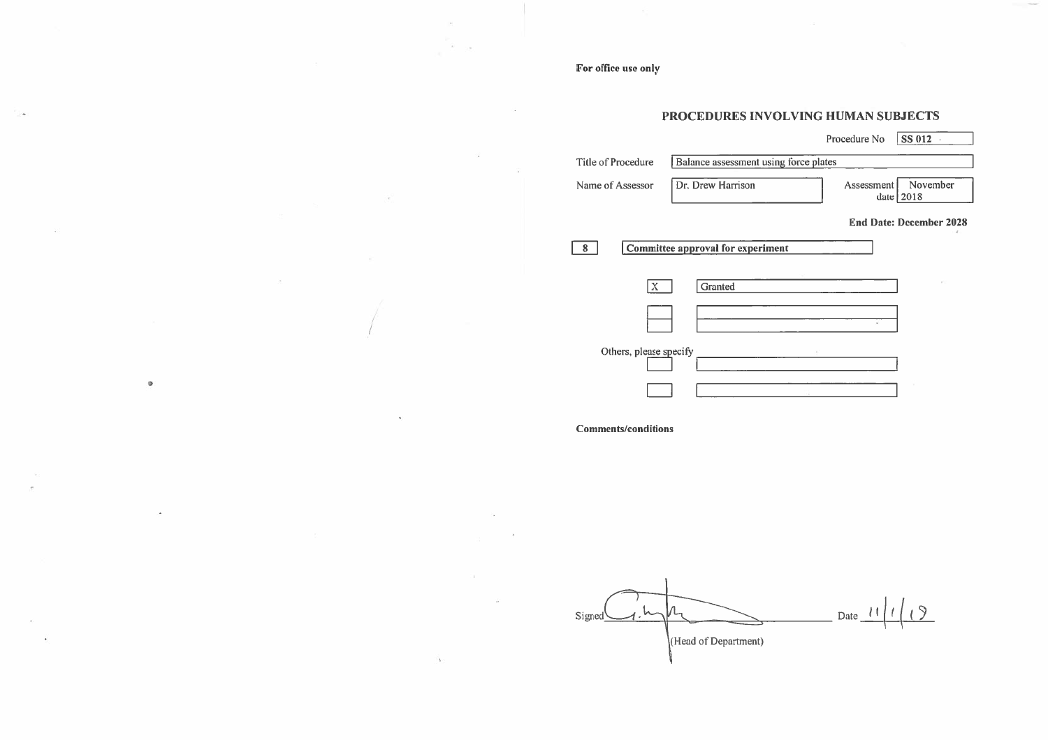**For office use only**

## PROCEDURES INVOLVING HUMAN SUBJECTS

Procedure No: **SS 012**

Title of Procedure: Balance assessment using force plates

Name of Assessor: Dr. Drew Harrison

Assessment date: November 2018

**End Date: December 2028**

**8** **Committee approval for experiment**

| | |
|---|---|
| X | Granted |
| | |
| | |

Others, please specify

| | |
|---|---|
| | |
| | |

**Comments/conditions**

Signed ____________ (Head of Department)

Date 11/1/19